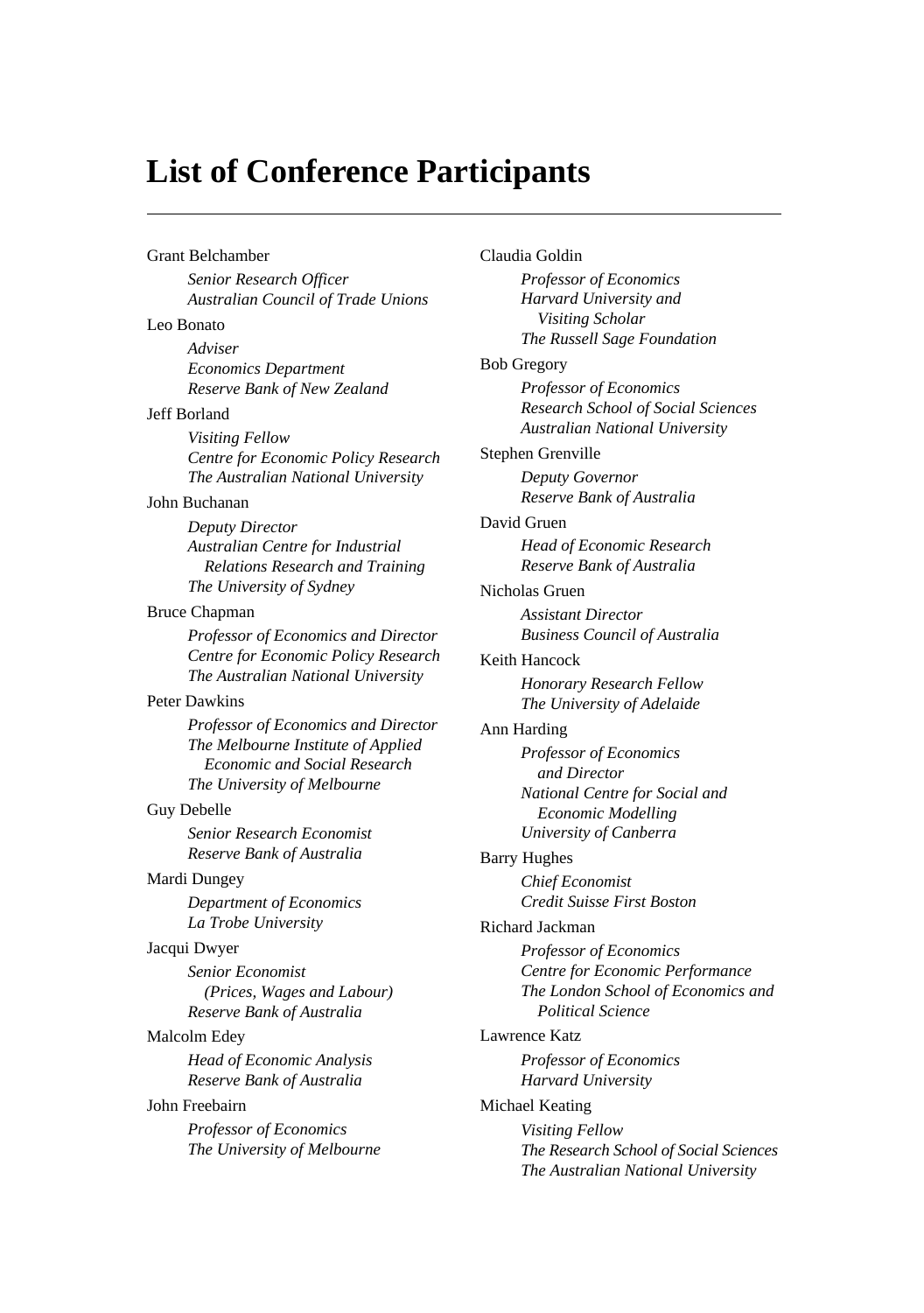# List of Conference Participants

Grant Belchamber

*Senior Research Officer*
*Australian Council of Trade Unions*

Leo Bonato

*Adviser*
*Economics Department*
*Reserve Bank of New Zealand*

Jeff Borland

*Visiting Fellow*
*Centre for Economic Policy Research*
*The Australian National University*

John Buchanan

*Deputy Director*
*Australian Centre for Industrial Relations Research and Training*
*The University of Sydney*

Bruce Chapman

*Professor of Economics and Director*
*Centre for Economic Policy Research*
*The Australian National University*

Peter Dawkins

*Professor of Economics and Director*
*The Melbourne Institute of Applied Economic and Social Research*
*The University of Melbourne*

Guy Debelle

*Senior Research Economist*
*Reserve Bank of Australia*

Mardi Dungey

*Department of Economics*
*La Trobe University*

Jacqui Dwyer

*Senior Economist (Prices, Wages and Labour)*
*Reserve Bank of Australia*

Malcolm Edey

*Head of Economic Analysis*
*Reserve Bank of Australia*

John Freebairn

*Professor of Economics*
*The University of Melbourne*

Claudia Goldin

*Professor of Economics*
*Harvard University and Visiting Scholar*
*The Russell Sage Foundation*

Bob Gregory

*Professor of Economics*
*Research School of Social Sciences*
*Australian National University*

Stephen Grenville

*Deputy Governor*
*Reserve Bank of Australia*

David Gruen

*Head of Economic Research*
*Reserve Bank of Australia*

Nicholas Gruen

*Assistant Director*
*Business Council of Australia*

Keith Hancock

*Honorary Research Fellow*
*The University of Adelaide*

Ann Harding

*Professor of Economics and Director*
*National Centre for Social and Economic Modelling*
*University of Canberra*

Barry Hughes

*Chief Economist*
*Credit Suisse First Boston*

Richard Jackman

*Professor of Economics*
*Centre for Economic Performance*
*The London School of Economics and Political Science*

Lawrence Katz

*Professor of Economics*
*Harvard University*

Michael Keating

*Visiting Fellow*
*The Research School of Social Sciences*
*The Australian National University*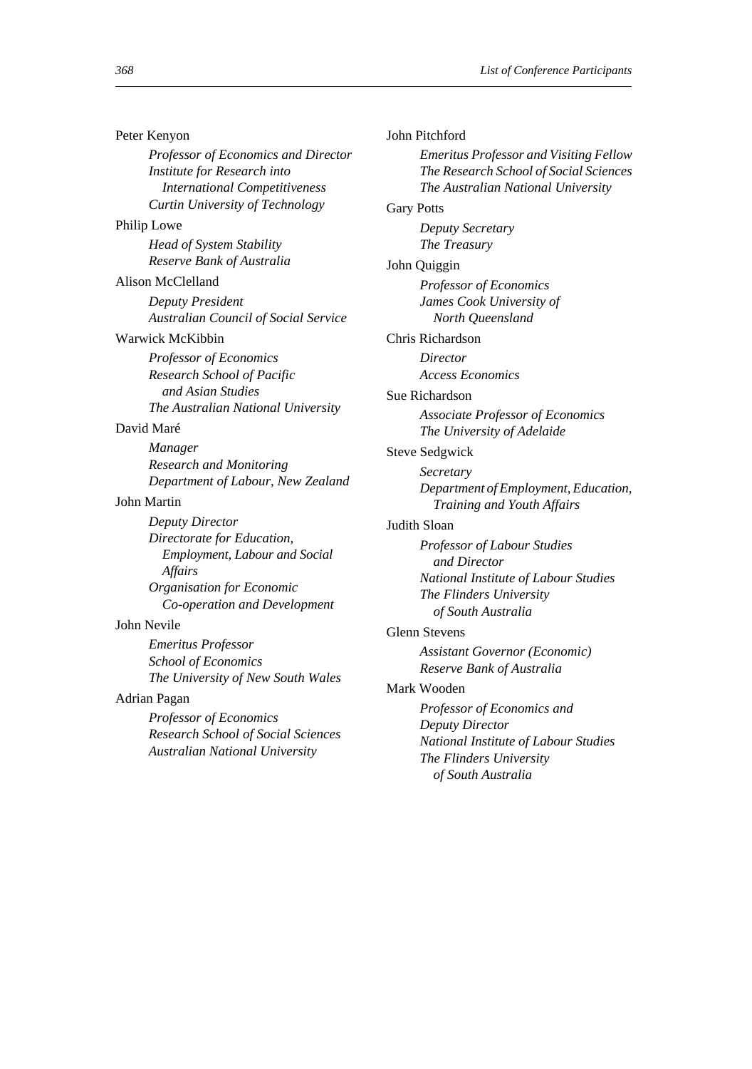Peter Kenyon

*Professor of Economics and Director*
*Institute for Research into International Competitiveness*
*Curtin University of Technology*

Philip Lowe

*Head of System Stability*
*Reserve Bank of Australia*

Alison McClelland

*Deputy President*
*Australian Council of Social Service*

Warwick McKibbin

*Professor of Economics*
*Research School of Pacific and Asian Studies*
*The Australian National University*

David Maré

*Manager*
*Research and Monitoring*
*Department of Labour, New Zealand*

John Martin

*Deputy Director*
*Directorate for Education, Employment, Labour and Social Affairs*
*Organisation for Economic Co-operation and Development*

John Nevile

*Emeritus Professor*
*School of Economics*
*The University of New South Wales*

Adrian Pagan

*Professor of Economics*
*Research School of Social Sciences*
*Australian National University*

John Pitchford

*Emeritus Professor and Visiting Fellow*
*The Research School of Social Sciences*
*The Australian National University*

Gary Potts

*Deputy Secretary*
*The Treasury*

John Quiggin

*Professor of Economics*
*James Cook University of North Queensland*

Chris Richardson

*Director*
*Access Economics*

Sue Richardson

*Associate Professor of Economics*
*The University of Adelaide*

Steve Sedgwick

*Secretary*
*Department of Employment, Education, Training and Youth Affairs*

Judith Sloan

*Professor of Labour Studies and Director*
*National Institute of Labour Studies*
*The Flinders University of South Australia*

Glenn Stevens

*Assistant Governor (Economic)*
*Reserve Bank of Australia*

Mark Wooden

*Professor of Economics and Deputy Director*
*National Institute of Labour Studies*
*The Flinders University of South Australia*